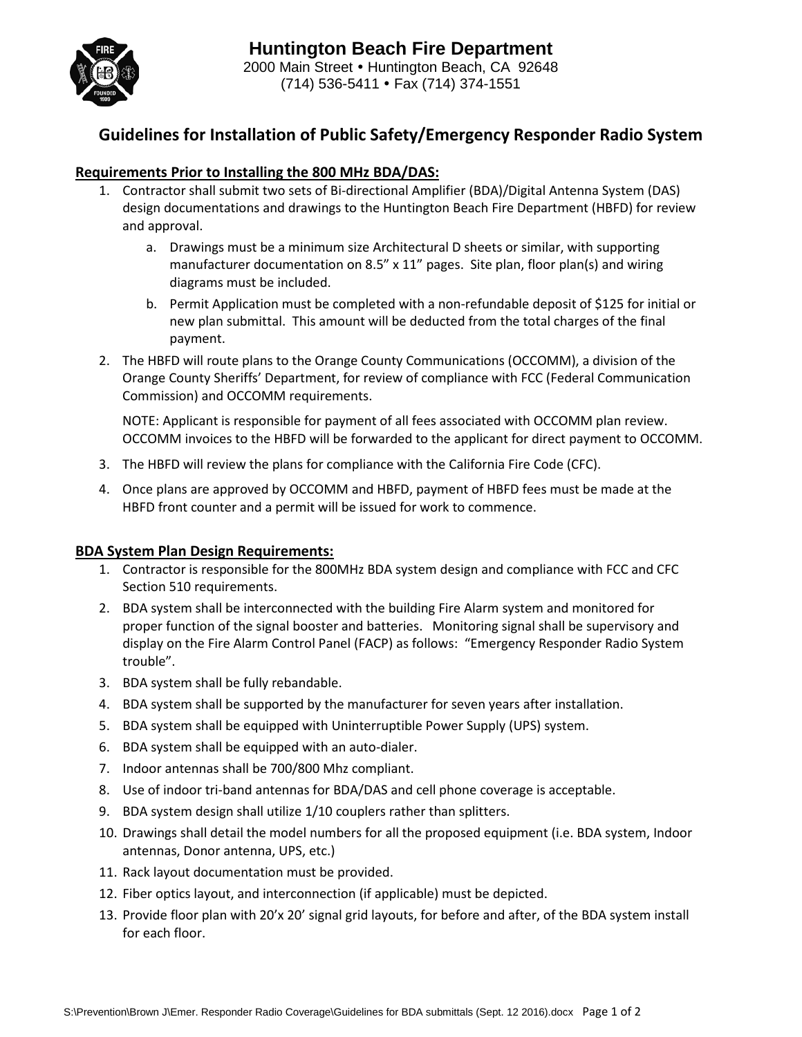# Huntington Beach Fire Department

2000 Main Street • Huntington Beach, CA 92648
(714) 536-5411 • Fax (714) 374-1551

## Guidelines for Installation of Public Safety/Emergency Responder Radio System

### Requirements Prior to Installing the 800 MHz BDA/DAS:

1. Contractor shall submit two sets of Bi-directional Amplifier (BDA)/Digital Antenna System (DAS) design documentations and drawings to the Huntington Beach Fire Department (HBFD) for review and approval.
   a. Drawings must be a minimum size Architectural D sheets or similar, with supporting manufacturer documentation on 8.5" x 11" pages. Site plan, floor plan(s) and wiring diagrams must be included.
   b. Permit Application must be completed with a non-refundable deposit of $125 for initial or new plan submittal. This amount will be deducted from the total charges of the final payment.
2. The HBFD will route plans to the Orange County Communications (OCCOMM), a division of the Orange County Sheriffs' Department, for review of compliance with FCC (Federal Communication Commission) and OCCOMM requirements.

   NOTE: Applicant is responsible for payment of all fees associated with OCCOMM plan review. OCCOMM invoices to the HBFD will be forwarded to the applicant for direct payment to OCCOMM.
3. The HBFD will review the plans for compliance with the California Fire Code (CFC).
4. Once plans are approved by OCCOMM and HBFD, payment of HBFD fees must be made at the HBFD front counter and a permit will be issued for work to commence.

### BDA System Plan Design Requirements:

1. Contractor is responsible for the 800MHz BDA system design and compliance with FCC and CFC Section 510 requirements.
2. BDA system shall be interconnected with the building Fire Alarm system and monitored for proper function of the signal booster and batteries. Monitoring signal shall be supervisory and display on the Fire Alarm Control Panel (FACP) as follows: "Emergency Responder Radio System trouble".
3. BDA system shall be fully rebandable.
4. BDA system shall be supported by the manufacturer for seven years after installation.
5. BDA system shall be equipped with Uninterruptible Power Supply (UPS) system.
6. BDA system shall be equipped with an auto-dialer.
7. Indoor antennas shall be 700/800 Mhz compliant.
8. Use of indoor tri-band antennas for BDA/DAS and cell phone coverage is acceptable.
9. BDA system design shall utilize 1/10 couplers rather than splitters.
10. Drawings shall detail the model numbers for all the proposed equipment (i.e. BDA system, Indoor antennas, Donor antenna, UPS, etc.)
11. Rack layout documentation must be provided.
12. Fiber optics layout, and interconnection (if applicable) must be depicted.
13. Provide floor plan with 20'x 20' signal grid layouts, for before and after, of the BDA system install for each floor.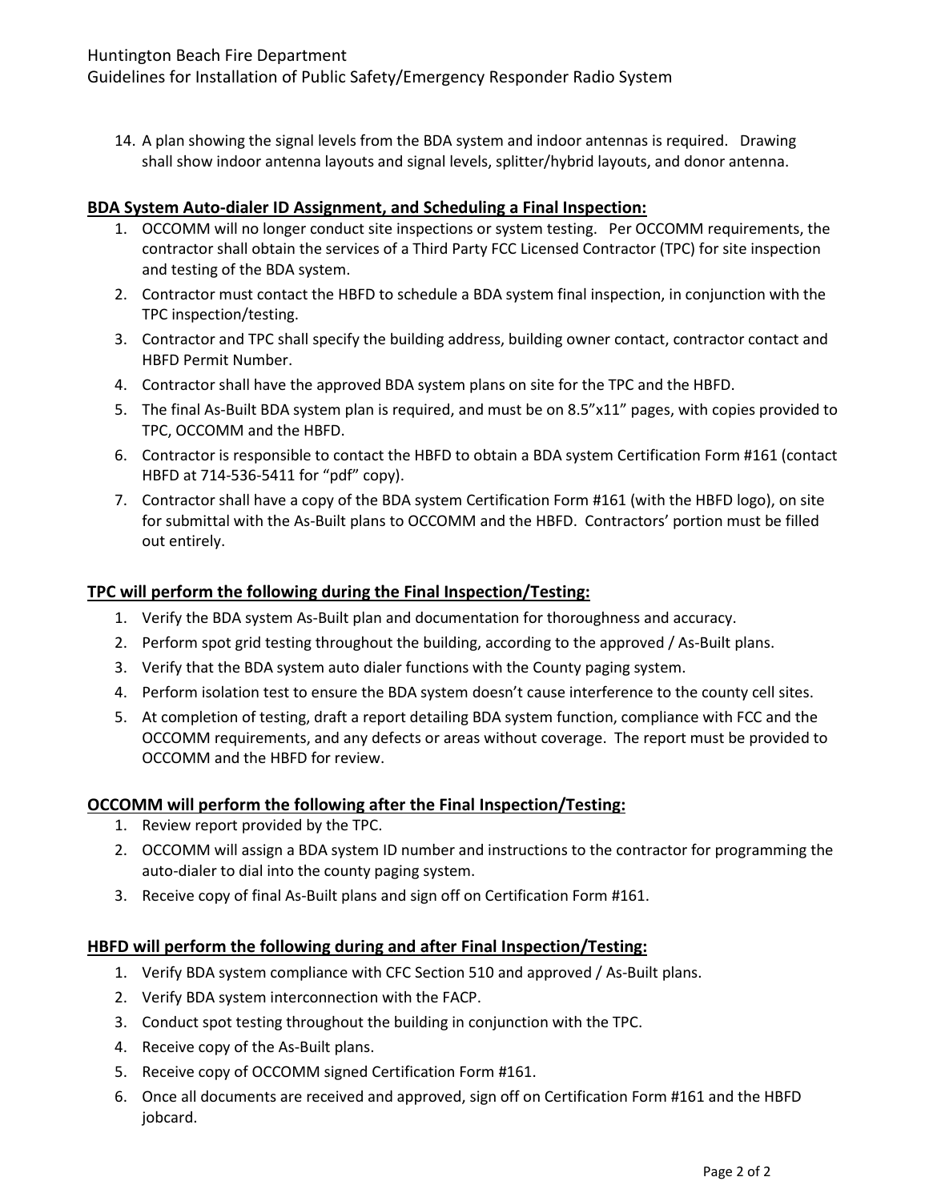14. A plan showing the signal levels from the BDA system and indoor antennas is required. Drawing shall show indoor antenna layouts and signal levels, splitter/hybrid layouts, and donor antenna.

## BDA System Auto-dialer ID Assignment, and Scheduling a Final Inspection:

1. OCCOMM will no longer conduct site inspections or system testing. Per OCCOMM requirements, the contractor shall obtain the services of a Third Party FCC Licensed Contractor (TPC) for site inspection and testing of the BDA system.
2. Contractor must contact the HBFD to schedule a BDA system final inspection, in conjunction with the TPC inspection/testing.
3. Contractor and TPC shall specify the building address, building owner contact, contractor contact and HBFD Permit Number.
4. Contractor shall have the approved BDA system plans on site for the TPC and the HBFD.
5. The final As-Built BDA system plan is required, and must be on 8.5"x11" pages, with copies provided to TPC, OCCOMM and the HBFD.
6. Contractor is responsible to contact the HBFD to obtain a BDA system Certification Form #161 (contact HBFD at 714-536-5411 for "pdf" copy).
7. Contractor shall have a copy of the BDA system Certification Form #161 (with the HBFD logo), on site for submittal with the As-Built plans to OCCOMM and the HBFD. Contractors' portion must be filled out entirely.

## TPC will perform the following during the Final Inspection/Testing:

1. Verify the BDA system As-Built plan and documentation for thoroughness and accuracy.
2. Perform spot grid testing throughout the building, according to the approved / As-Built plans.
3. Verify that the BDA system auto dialer functions with the County paging system.
4. Perform isolation test to ensure the BDA system doesn't cause interference to the county cell sites.
5. At completion of testing, draft a report detailing BDA system function, compliance with FCC and the OCCOMM requirements, and any defects or areas without coverage. The report must be provided to OCCOMM and the HBFD for review.

## OCCOMM will perform the following after the Final Inspection/Testing:

1. Review report provided by the TPC.
2. OCCOMM will assign a BDA system ID number and instructions to the contractor for programming the auto-dialer to dial into the county paging system.
3. Receive copy of final As-Built plans and sign off on Certification Form #161.

## HBFD will perform the following during and after Final Inspection/Testing:

1. Verify BDA system compliance with CFC Section 510 and approved / As-Built plans.
2. Verify BDA system interconnection with the FACP.
3. Conduct spot testing throughout the building in conjunction with the TPC.
4. Receive copy of the As-Built plans.
5. Receive copy of OCCOMM signed Certification Form #161.
6. Once all documents are received and approved, sign off on Certification Form #161 and the HBFD jobcard.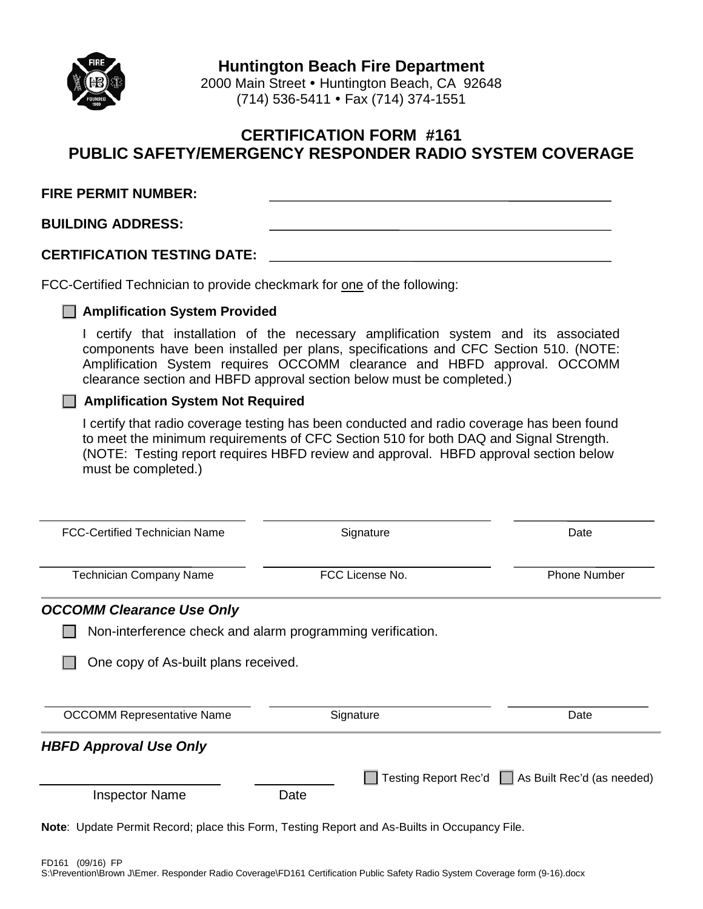# Huntington Beach Fire Department

2000 Main Street • Huntington Beach, CA 92648
(714) 536-5411 • Fax (714) 374-1551

## CERTIFICATION FORM #161
## PUBLIC SAFETY/EMERGENCY RESPONDER RADIO SYSTEM COVERAGE

**FIRE PERMIT NUMBER:** ______________________________

**BUILDING ADDRESS:** ______________________________

**CERTIFICATION TESTING DATE:** ______________________________

FCC-Certified Technician to provide checkmark for one of the following:

☐ **Amplification System Provided**

I certify that installation of the necessary amplification system and its associated components have been installed per plans, specifications and CFC Section 510. (NOTE: Amplification System requires OCCOMM clearance and HBFD approval. OCCOMM clearance section and HBFD approval section below must be completed.)

☐ **Amplification System Not Required**

I certify that radio coverage testing has been conducted and radio coverage has been found to meet the minimum requirements of CFC Section 510 for both DAQ and Signal Strength. (NOTE: Testing report requires HBFD review and approval. HBFD approval section below must be completed.)

| ______________________ | ______________________ | ______________ |
|---|---|---|
| FCC-Certified Technician Name | Signature | Date |
| ______________________ | ______________________ | ______________ |
| Technician Company Name | FCC License No. | Phone Number |

### *OCCOMM Clearance Use Only*

☐ Non-interference check and alarm programming verification.

☐ One copy of As-built plans received.

| ______________________ | ______________________ | ______________ |
|---|---|---|
| OCCOMM Representative Name | Signature | Date |

### *HBFD Approval Use Only*

| ______________________ | ______________ | ☐ Testing Report Rec'd ☐ As Built Rec'd (as needed) |
|---|---|---|
| Inspector Name | Date | |

**Note**: Update Permit Record; place this Form, Testing Report and As-Builts in Occupancy File.

FD161 (09/16) FP
S:\Prevention\Brown J\Emer. Responder Radio Coverage\FD161 Certification Public Safety Radio System Coverage form (9-16).docx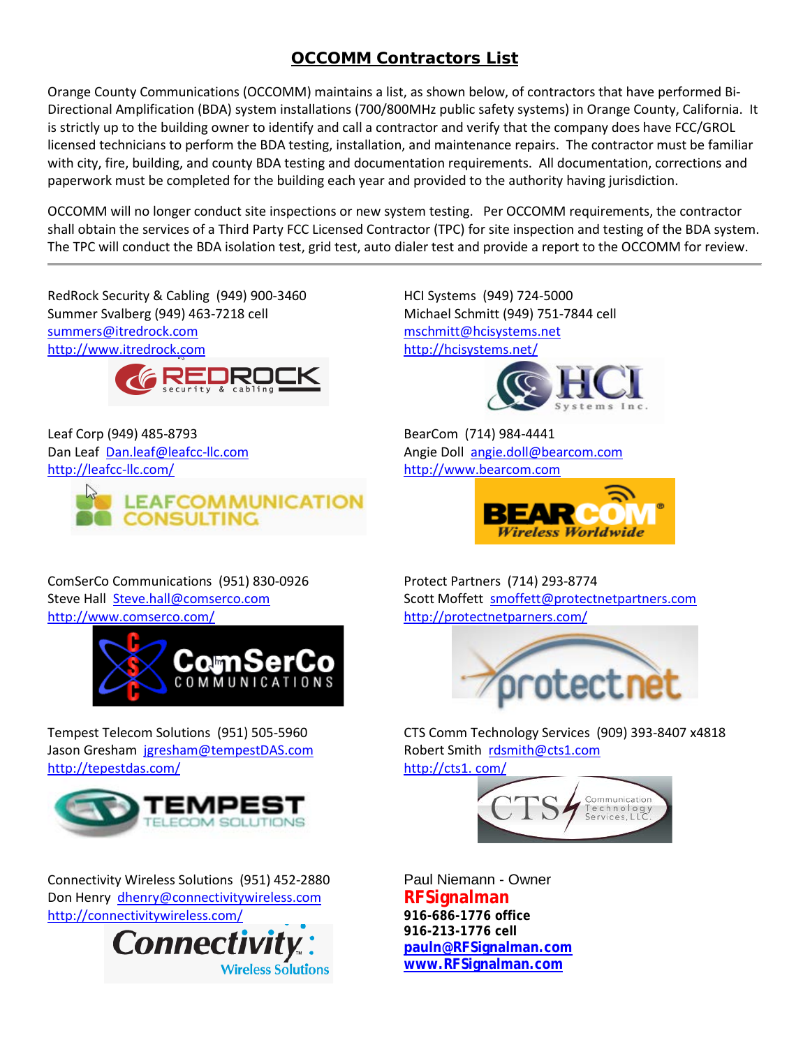# OCCOMM Contractors List

Orange County Communications (OCCOMM) maintains a list, as shown below, of contractors that have performed Bi-Directional Amplification (BDA) system installations (700/800MHz public safety systems) in Orange County, California. It is strictly up to the building owner to identify and call a contractor and verify that the company does have FCC/GROL licensed technicians to perform the BDA testing, installation, and maintenance repairs. The contractor must be familiar with city, fire, building, and county BDA testing and documentation requirements. All documentation, corrections and paperwork must be completed for the building each year and provided to the authority having jurisdiction.

OCCOMM will no longer conduct site inspections or new system testing. Per OCCOMM requirements, the contractor shall obtain the services of a Third Party FCC Licensed Contractor (TPC) for site inspection and testing of the BDA system. The TPC will conduct the BDA isolation test, grid test, auto dialer test and provide a report to the OCCOMM for review.

---

RedRock Security & Cabling (949) 900-3460
Summer Svalberg (949) 463-7218 cell
summers@itredrock.com
http://www.itredrock.com

HCI Systems (949) 724-5000
Michael Schmitt (949) 751-7844 cell
mschmitt@hcisystems.net
http://hcisystems.net/

Leaf Corp (949) 485-8793
Dan Leaf Dan.leaf@leafcc-llc.com
http://leafcc-llc.com/

BearCom (714) 984-4441
Angie Doll angie.doll@bearcom.com
http://www.bearcom.com

ComSerCo Communications (951) 830-0926
Steve Hall Steve.hall@comserco.com
http://www.comserco.com/

Protect Partners (714) 293-8774
Scott Moffett smoffett@protectnetpartners.com
http://protectnetparners.com/

Tempest Telecom Solutions (951) 505-5960
Jason Gresham jgresham@tempestDAS.com
http://tepestdas.com/

CTS Comm Technology Services (909) 393-8407 x4818
Robert Smith rdsmith@cts1.com
http://cts1. com/

Connectivity Wireless Solutions (951) 452-2880
Don Henry dhenry@connectivitywireless.com
http://connectivitywireless.com/

Paul Niemann - Owner
**RFSignalman**
**916-686-1776 office**
**916-213-1776 cell**
**pauln@RFSignalman.com**
**www.RFSignalman.com**